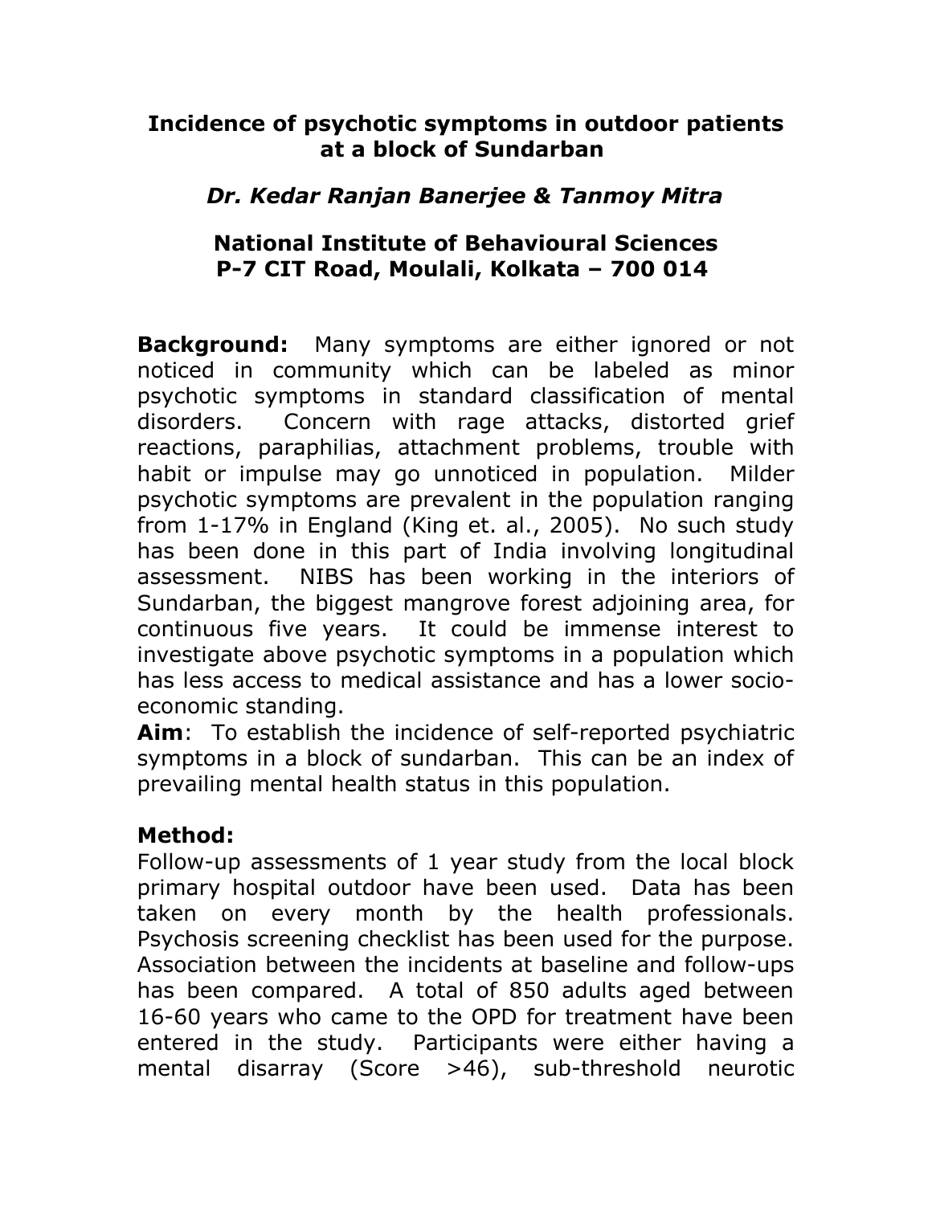# Incidence of psychotic symptoms in outdoor patients at a block of Sundarban

***Dr. Kedar Ranjan Banerjee & Tanmoy Mitra***

**National Institute of Behavioural Sciences**
**P-7 CIT Road, Moulali, Kolkata – 700 014**

**Background:** Many symptoms are either ignored or not noticed in community which can be labeled as minor psychotic symptoms in standard classification of mental disorders. Concern with rage attacks, distorted grief reactions, paraphilias, attachment problems, trouble with habit or impulse may go unnoticed in population. Milder psychotic symptoms are prevalent in the population ranging from 1-17% in England (King et. al., 2005). No such study has been done in this part of India involving longitudinal assessment. NIBS has been working in the interiors of Sundarban, the biggest mangrove forest adjoining area, for continuous five years. It could be immense interest to investigate above psychotic symptoms in a population which has less access to medical assistance and has a lower socio-economic standing.

**Aim**: To establish the incidence of self-reported psychiatric symptoms in a block of sundarban. This can be an index of prevailing mental health status in this population.

## Method:

Follow-up assessments of 1 year study from the local block primary hospital outdoor have been used. Data has been taken on every month by the health professionals. Psychosis screening checklist has been used for the purpose. Association between the incidents at baseline and follow-ups has been compared. A total of 850 adults aged between 16-60 years who came to the OPD for treatment have been entered in the study. Participants were either having a mental disarray (Score >46), sub-threshold neurotic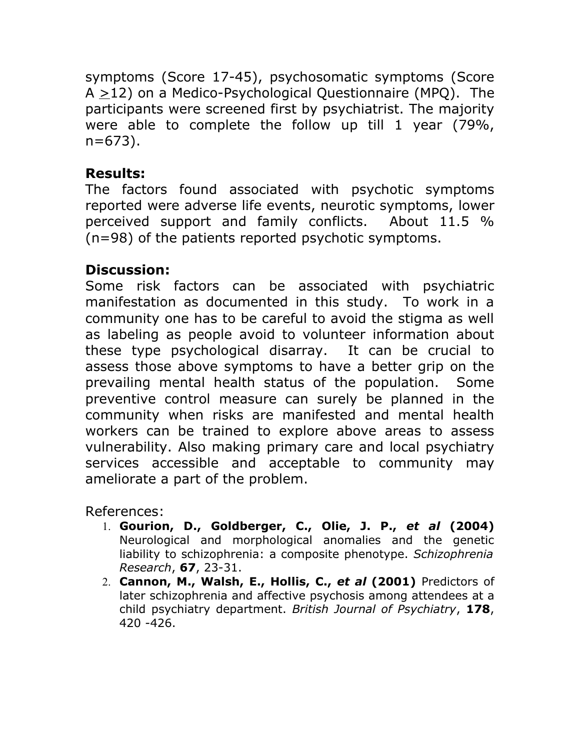symptoms (Score 17-45), psychosomatic symptoms (Score A $\geq$12) on a Medico-Psychological Questionnaire (MPQ). The participants were screened first by psychiatrist. The majority were able to complete the follow up till 1 year (79%, n=673).

## Results:

The factors found associated with psychotic symptoms reported were adverse life events, neurotic symptoms, lower perceived support and family conflicts. About 11.5 % (n=98) of the patients reported psychotic symptoms.

## Discussion:

Some risk factors can be associated with psychiatric manifestation as documented in this study. To work in a community one has to be careful to avoid the stigma as well as labeling as people avoid to volunteer information about these type psychological disarray. It can be crucial to assess those above symptoms to have a better grip on the prevailing mental health status of the population. Some preventive control measure can surely be planned in the community when risks are manifested and mental health workers can be trained to explore above areas to assess vulnerability. Also making primary care and local psychiatry services accessible and acceptable to community may ameliorate a part of the problem.

References:

1. **Gourion, D., Goldberger, C., Olie, J. P., *et al* (2004)** Neurological and morphological anomalies and the genetic liability to schizophrenia: a composite phenotype. *Schizophrenia Research*, **67**, 23-31.
2. **Cannon, M., Walsh, E., Hollis, C., *et al* (2001)** Predictors of later schizophrenia and affective psychosis among attendees at a child psychiatry department. *British Journal of Psychiatry*, **178**, 420 -426.